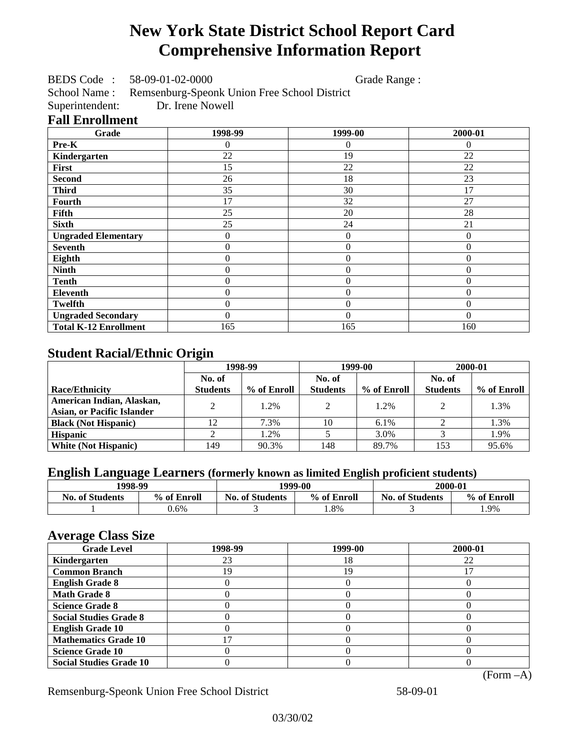# New York State District School Report Card
# Comprehensive Information Report

BEDS Code : 58-09-01-02-0000 Grade Range :
School Name : Remsenburg-Speonk Union Free School District
Superintendent: Dr. Irene Nowell

## Fall Enrollment

| Grade | 1998-99 | 1999-00 | 2000-01 |
|---|---|---|---|
| Pre-K | 0 | 0 | 0 |
| Kindergarten | 22 | 19 | 22 |
| First | 15 | 22 | 22 |
| Second | 26 | 18 | 23 |
| Third | 35 | 30 | 17 |
| Fourth | 17 | 32 | 27 |
| Fifth | 25 | 20 | 28 |
| Sixth | 25 | 24 | 21 |
| Ungraded Elementary | 0 | 0 | 0 |
| Seventh | 0 | 0 | 0 |
| Eighth | 0 | 0 | 0 |
| Ninth | 0 | 0 | 0 |
| Tenth | 0 | 0 | 0 |
| Eleventh | 0 | 0 | 0 |
| Twelfth | 0 | 0 | 0 |
| Ungraded Secondary | 0 | 0 | 0 |
| Total K-12 Enrollment | 165 | 165 | 160 |

## Student Racial/Ethnic Origin

| | 1998-99 | | 1999-00 | | 2000-01 | |
|---|---|---|---|---|---|---|
| Race/Ethnicity | No. of Students | % of Enroll | No. of Students | % of Enroll | No. of Students | % of Enroll |
| American Indian, Alaskan, Asian, or Pacific Islander | 2 | 1.2% | 2 | 1.2% | 2 | 1.3% |
| Black (Not Hispanic) | 12 | 7.3% | 10 | 6.1% | 2 | 1.3% |
| Hispanic | 2 | 1.2% | 5 | 3.0% | 3 | 1.9% |
| White (Not Hispanic) | 149 | 90.3% | 148 | 89.7% | 153 | 95.6% |

## English Language Learners (formerly known as limited English proficient students)

| 1998-99 | | 1999-00 | | 2000-01 | |
|---|---|---|---|---|---|
| No. of Students | % of Enroll | No. of Students | % of Enroll | No. of Students | % of Enroll |
| 1 | 0.6% | 3 | 1.8% | 3 | 1.9% |

## Average Class Size

| Grade Level | 1998-99 | 1999-00 | 2000-01 |
|---|---|---|---|
| Kindergarten | 23 | 18 | 22 |
| Common Branch | 19 | 19 | 17 |
| English Grade 8 | 0 | 0 | 0 |
| Math Grade 8 | 0 | 0 | 0 |
| Science Grade 8 | 0 | 0 | 0 |
| Social Studies Grade 8 | 0 | 0 | 0 |
| English Grade 10 | 0 | 0 | 0 |
| Mathematics Grade 10 | 17 | 0 | 0 |
| Science Grade 10 | 0 | 0 | 0 |
| Social Studies Grade 10 | 0 | 0 | 0 |

(Form –A)

Remsenburg-Speonk Union Free School District 58-09-01

03/30/02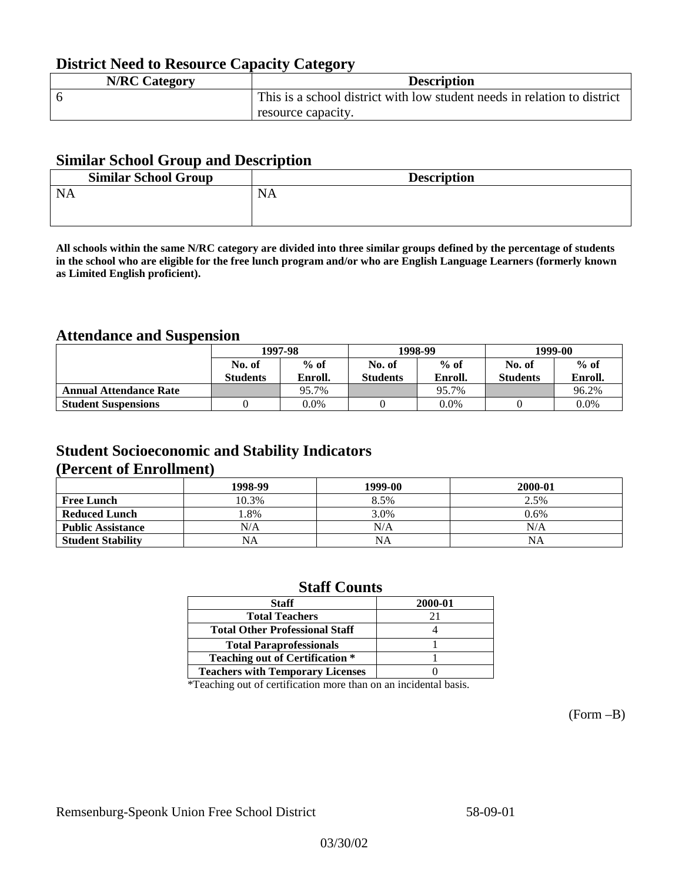## District Need to Resource Capacity Category

| N/RC Category | Description |
|---|---|
| 6 | This is a school district with low student needs in relation to district resource capacity. |

## Similar School Group and Description

| Similar School Group | Description |
|---|---|
| NA | NA |

**All schools within the same N/RC category are divided into three similar groups defined by the percentage of students in the school who are eligible for the free lunch program and/or who are English Language Learners (formerly known as Limited English proficient).**

## Attendance and Suspension

| | 1997-98 | | 1998-99 | | 1999-00 | |
|---|---|---|---|---|---|---|
| | No. of Students | % of Enroll. | No. of Students | % of Enroll. | No. of Students | % of Enroll. |
| **Annual Attendance Rate** | | 95.7% | | 95.7% | | 96.2% |
| **Student Suspensions** | 0 | 0.0% | 0 | 0.0% | 0 | 0.0% |

## Student Socioeconomic and Stability Indicators (Percent of Enrollment)

| | 1998-99 | 1999-00 | 2000-01 |
|---|---|---|---|
| **Free Lunch** | 10.3% | 8.5% | 2.5% |
| **Reduced Lunch** | 1.8% | 3.0% | 0.6% |
| **Public Assistance** | N/A | N/A | N/A |
| **Student Stability** | NA | NA | NA |

## Staff Counts

| Staff | 2000-01 |
|---|---|
| Total Teachers | 21 |
| Total Other Professional Staff | 4 |
| Total Paraprofessionals | 1 |
| Teaching out of Certification * | 1 |
| Teachers with Temporary Licenses | 0 |

*Teaching out of certification more than on an incidental basis.

(Form –B)

Remsenburg-Speonk Union Free School District 58-09-01

03/30/02